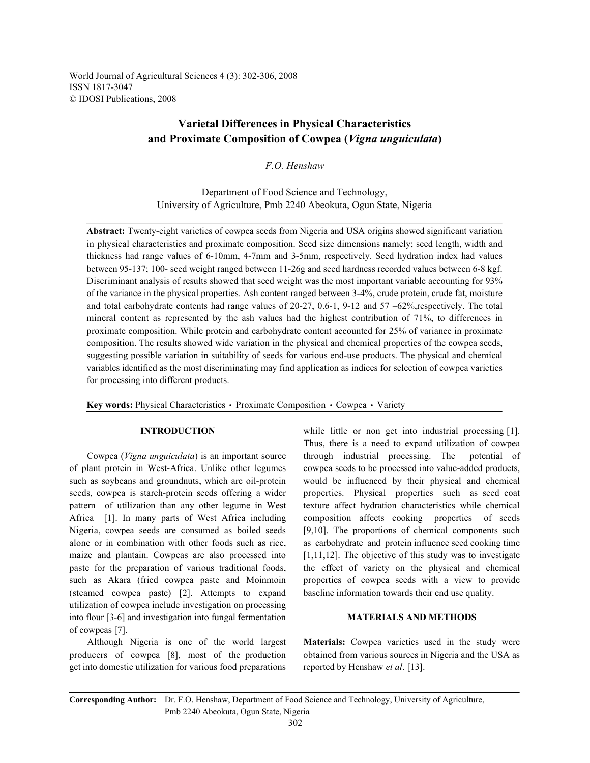# Varietal Differences in Physical Characteristics and Proximate Composition of Cowpea (*Vigna unguiculata*)

*F.O. Henshaw*

Department of Food Science and Technology,
University of Agriculture, Pmb 2240 Abeokuta, Ogun State, Nigeria

**Abstract:** Twenty-eight varieties of cowpea seeds from Nigeria and USA origins showed significant variation in physical characteristics and proximate composition. Seed size dimensions namely; seed length, width and thickness had range values of 6-10mm, 4-7mm and 3-5mm, respectively. Seed hydration index had values between 95-137; 100- seed weight ranged between 11-26g and seed hardness recorded values between 6-8 kgf. Discriminant analysis of results showed that seed weight was the most important variable accounting for 93% of the variance in the physical properties. Ash content ranged between 3-4%, crude protein, crude fat, moisture and total carbohydrate contents had range values of 20-27, 0.6-1, 9-12 and 57 –62%,respectively. The total mineral content as represented by the ash values had the highest contribution of 71%, to differences in proximate composition. While protein and carbohydrate content accounted for 25% of variance in proximate composition. The results showed wide variation in the physical and chemical properties of the cowpea seeds, suggesting possible variation in suitability of seeds for various end-use products. The physical and chemical variables identified as the most discriminating may find application as indices for selection of cowpea varieties for processing into different products.

**Key words:** Physical Characteristics • Proximate Composition • Cowpea • Variety

## INTRODUCTION

Cowpea (*Vigna unguiculata*) is an important source of plant protein in West-Africa. Unlike other legumes such as soybeans and groundnuts, which are oil-protein seeds, cowpea is starch-protein seeds offering a wider pattern of utilization than any other legume in West Africa [1]. In many parts of West Africa including Nigeria, cowpea seeds are consumed as boiled seeds alone or in combination with other foods such as rice, maize and plantain. Cowpeas are also processed into paste for the preparation of various traditional foods, such as Akara (fried cowpea paste and Moinmoin (steamed cowpea paste) [2]. Attempts to expand utilization of cowpea include investigation on processing into flour [3-6] and investigation into fungal fermentation of cowpeas [7].

Although Nigeria is one of the world largest producers of cowpea [8], most of the production get into domestic utilization for various food preparations while little or non get into industrial processing [1]. Thus, there is a need to expand utilization of cowpea through industrial processing. The potential of cowpea seeds to be processed into value-added products, would be influenced by their physical and chemical properties. Physical properties such as seed coat texture affect hydration characteristics while chemical composition affects cooking properties of seeds [9,10]. The proportions of chemical components such as carbohydrate and protein influence seed cooking time [1,11,12]. The objective of this study was to investigate the effect of variety on the physical and chemical properties of cowpea seeds with a view to provide baseline information towards their end use quality.

## MATERIALS AND METHODS

**Materials:** Cowpea varieties used in the study were obtained from various sources in Nigeria and the USA as reported by Henshaw *et al*. [13].

**Corresponding Author:** Dr. F.O. Henshaw, Department of Food Science and Technology, University of Agriculture, Pmb 2240 Abeokuta, Ogun State, Nigeria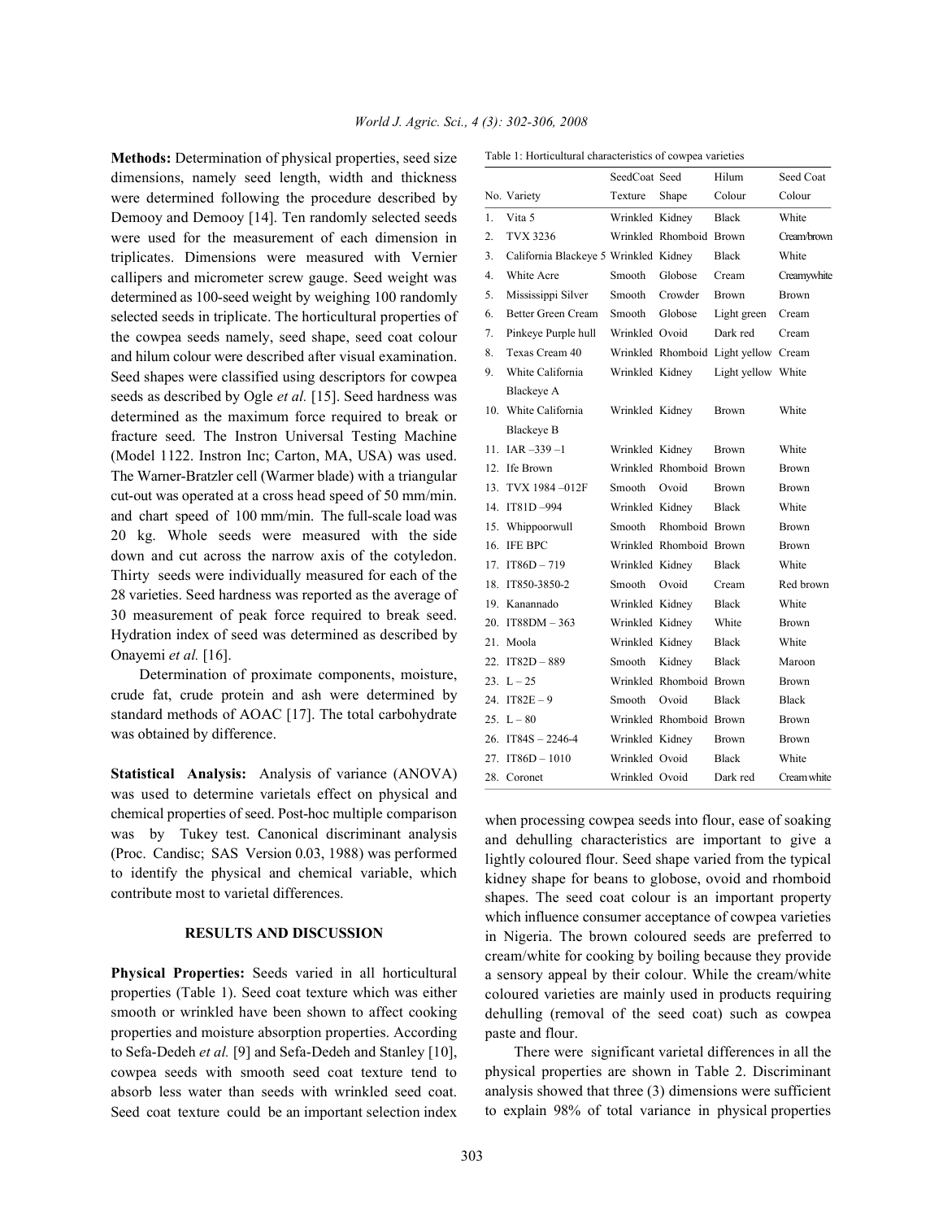**Methods:** Determination of physical properties, seed size dimensions, namely seed length, width and thickness were determined following the procedure described by Demooy and Demooy [14]. Ten randomly selected seeds were used for the measurement of each dimension in triplicates. Dimensions were measured with Vernier callipers and micrometer screw gauge. Seed weight was determined as 100-seed weight by weighing 100 randomly selected seeds in triplicate. The horticultural properties of the cowpea seeds namely, seed shape, seed coat colour and hilum colour were described after visual examination. Seed shapes were classified using descriptors for cowpea seeds as described by Ogle *et al.* [15]. Seed hardness was determined as the maximum force required to break or fracture seed. The Instron Universal Testing Machine (Model 1122. Instron Inc; Carton, MA, USA) was used. The Warner-Bratzler cell (Warmer blade) with a triangular cut-out was operated at a cross head speed of 50 mm/min. and chart speed of 100 mm/min. The full-scale load was 20 kg. Whole seeds were measured with the side down and cut across the narrow axis of the cotyledon. Thirty seeds were individually measured for each of the 28 varieties. Seed hardness was reported as the average of 30 measurement of peak force required to break seed. Hydration index of seed was determined as described by Onayemi *et al.* [16].

Determination of proximate components, moisture, crude fat, crude protein and ash were determined by standard methods of AOAC [17]. The total carbohydrate was obtained by difference.

**Statistical Analysis:** Analysis of variance (ANOVA) was used to determine varietals effect on physical and chemical properties of seed. Post-hoc multiple comparison was by Tukey test. Canonical discriminant analysis (Proc. Candisc; SAS Version 0.03, 1988) was performed to identify the physical and chemical variable, which contribute most to varietal differences.

## RESULTS AND DISCUSSION

**Physical Properties:** Seeds varied in all horticultural properties (Table 1). Seed coat texture which was either smooth or wrinkled have been shown to affect cooking properties and moisture absorption properties. According to Sefa-Dedeh *et al.* [9] and Sefa-Dedeh and Stanley [10], cowpea seeds with smooth seed coat texture tend to absorb less water than seeds with wrinkled seed coat. Seed coat texture could be an important selection index when processing cowpea seeds into flour, ease of soaking and dehulling characteristics are important to give a lightly coloured flour. Seed shape varied from the typical kidney shape for beans to globose, ovoid and rhomboid shapes. The seed coat colour is an important property which influence consumer acceptance of cowpea varieties in Nigeria. The brown coloured seeds are preferred to cream/white for cooking by boiling because they provide a sensory appeal by their colour. While the cream/white coloured varieties are mainly used in products requiring dehulling (removal of the seed coat) such as cowpea paste and flour.

There were significant varietal differences in all the physical properties are shown in Table 2. Discriminant analysis showed that three (3) dimensions were sufficient to explain 98% of total variance in physical properties

Table 1: Horticultural characteristics of cowpea varieties

| No. | Variety | SeedCoat Texture | Seed Shape | Hilum Colour | Seed Coat Colour |
|---|---|---|---|---|---|
| 1. | Vita 5 | Wrinkled | Kidney | Black | White |
| 2. | TVX 3236 | Wrinkled | Rhomboid | Brown | Cream/brown |
| 3. | California Blackeye 5 | Wrinkled | Kidney | Black | White |
| 4. | White Acre | Smooth | Globose | Cream | Creamywhite |
| 5. | Mississippi Silver | Smooth | Crowder | Brown | Brown |
| 6. | Better Green Cream | Smooth | Globose | Light green | Cream |
| 7. | Pinkeye Purple hull | Wrinkled | Ovoid | Dark red | Cream |
| 8. | Texas Cream 40 | Wrinkled | Rhomboid | Light yellow | Cream |
| 9. | White California Blackeye A | Wrinkled | Kidney | Light yellow | White |
| 10. | White California Blackeye B | Wrinkled | Kidney | Brown | White |
| 11. | IAR –339 –1 | Wrinkled | Kidney | Brown | White |
| 12. | Ife Brown | Wrinkled | Rhomboid | Brown | Brown |
| 13. | TVX 1984 –012F | Smooth | Ovoid | Brown | Brown |
| 14. | IT81D –994 | Wrinkled | Kidney | Black | White |
| 15. | Whippoorwull | Smooth | Rhomboid | Brown | Brown |
| 16. | IFE BPC | Wrinkled | Rhomboid | Brown | Brown |
| 17. | IT86D – 719 | Wrinkled | Kidney | Black | White |
| 18. | IT850-3850-2 | Smooth | Ovoid | Cream | Red brown |
| 19. | Kanannado | Wrinkled | Kidney | Black | White |
| 20. | IT88DM – 363 | Wrinkled | Kidney | White | Brown |
| 21. | Moola | Wrinkled | Kidney | Black | White |
| 22. | IT82D – 889 | Smooth | Kidney | Black | Maroon |
| 23. | L – 25 | Wrinkled | Rhomboid | Brown | Brown |
| 24. | IT82E – 9 | Smooth | Ovoid | Black | Black |
| 25. | L – 80 | Wrinkled | Rhomboid | Brown | Brown |
| 26. | IT84S – 2246-4 | Wrinkled | Kidney | Brown | Brown |
| 27. | IT86D – 1010 | Wrinkled | Ovoid | Black | White |
| 28. | Coronet | Wrinkled | Ovoid | Dark red | Cream white |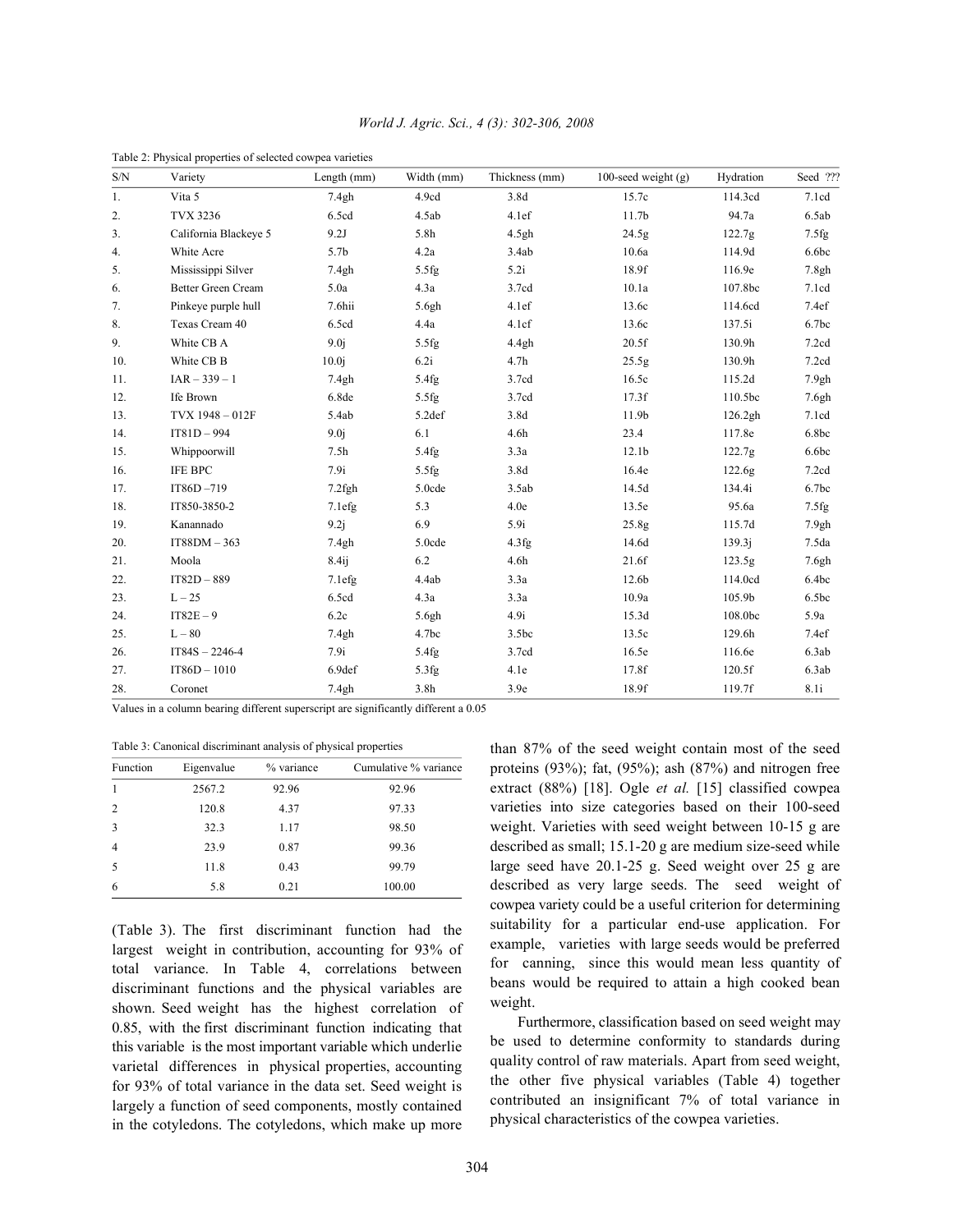Table 2: Physical properties of selected cowpea varieties

| S/N | Variety | Length (mm) | Width (mm) | Thickness (mm) | 100-seed weight (g) | Hydration | Seed ??? |
|---|---|---|---|---|---|---|---|
| 1. | Vita 5 | 7.4gh | 4.9cd | 3.8d | 15.7c | 114.3cd | 7.1cd |
| 2. | TVX 3236 | 6.5cd | 4.5ab | 4.1ef | 11.7b | 94.7a | 6.5ab |
| 3. | California Blackeye 5 | 9.2J | 5.8h | 4.5gh | 24.5g | 122.7g | 7.5fg |
| 4. | White Acre | 5.7b | 4.2a | 3.4ab | 10.6a | 114.9d | 6.6bc |
| 5. | Mississippi Silver | 7.4gh | 5.5fg | 5.2i | 18.9f | 116.9e | 7.8gh |
| 6. | Better Green Cream | 5.0a | 4.3a | 3.7cd | 10.1a | 107.8bc | 7.1cd |
| 7. | Pinkeye purple hull | 7.6hii | 5.6gh | 4.1ef | 13.6c | 114.6cd | 7.4ef |
| 8. | Texas Cream 40 | 6.5cd | 4.4a | 4.1cf | 13.6c | 137.5i | 6.7bc |
| 9. | White CB A | 9.0j | 5.5fg | 4.4gh | 20.5f | 130.9h | 7.2cd |
| 10. | White CB B | 10.0j | 6.2i | 4.7h | 25.5g | 130.9h | 7.2cd |
| 11. | IAR – 339 – 1 | 7.4gh | 5.4fg | 3.7cd | 16.5c | 115.2d | 7.9gh |
| 12. | Ife Brown | 6.8de | 5.5fg | 3.7cd | 17.3f | 110.5bc | 7.6gh |
| 13. | TVX 1948 – 012F | 5.4ab | 5.2def | 3.8d | 11.9b | 126.2gh | 7.1cd |
| 14. | IT81D – 994 | 9.0j | 6.1 | 4.6h | 23.4 | 117.8e | 6.8bc |
| 15. | Whippoorwill | 7.5h | 5.4fg | 3.3a | 12.1b | 122.7g | 6.6bc |
| 16. | IFE BPC | 7.9i | 5.5fg | 3.8d | 16.4e | 122.6g | 7.2cd |
| 17. | IT86D –719 | 7.2fgh | 5.0cde | 3.5ab | 14.5d | 134.4i | 6.7bc |
| 18. | IT850-3850-2 | 7.1efg | 5.3 | 4.0e | 13.5e | 95.6a | 7.5fg |
| 19. | Kanannado | 9.2j | 6.9 | 5.9i | 25.8g | 115.7d | 7.9gh |
| 20. | IT88DM – 363 | 7.4gh | 5.0cde | 4.3fg | 14.6d | 139.3j | 7.5da |
| 21. | Moola | 8.4ij | 6.2 | 4.6h | 21.6f | 123.5g | 7.6gh |
| 22. | IT82D – 889 | 7.1efg | 4.4ab | 3.3a | 12.6b | 114.0cd | 6.4bc |
| 23. | L – 25 | 6.5cd | 4.3a | 3.3a | 10.9a | 105.9b | 6.5bc |
| 24. | IT82E – 9 | 6.2c | 5.6gh | 4.9i | 15.3d | 108.0bc | 5.9a |
| 25. | L – 80 | 7.4gh | 4.7bc | 3.5bc | 13.5c | 129.6h | 7.4ef |
| 26. | IT84S – 2246-4 | 7.9i | 5.4fg | 3.7cd | 16.5e | 116.6e | 6.3ab |
| 27. | IT86D – 1010 | 6.9def | 5.3fg | 4.1e | 17.8f | 120.5f | 6.3ab |
| 28. | Coronet | 7.4gh | 3.8h | 3.9e | 18.9f | 119.7f | 8.1i |

Values in a column bearing different superscript are significantly different a 0.05

Table 3: Canonical discriminant analysis of physical properties

| Function | Eigenvalue | % variance | Cumulative % variance |
|---|---|---|---|
| 1 | 2567.2 | 92.96 | 92.96 |
| 2 | 120.8 | 4.37 | 97.33 |
| 3 | 32.3 | 1.17 | 98.50 |
| 4 | 23.9 | 0.87 | 99.36 |
| 5 | 11.8 | 0.43 | 99.79 |
| 6 | 5.8 | 0.21 | 100.00 |

(Table 3). The first discriminant function had the largest weight in contribution, accounting for 93% of total variance. In Table 4, correlations between discriminant functions and the physical variables are shown. Seed weight has the highest correlation of 0.85, with the first discriminant function indicating that this variable is the most important variable which underlie varietal differences in physical properties, accounting for 93% of total variance in the data set. Seed weight is largely a function of seed components, mostly contained in the cotyledons. The cotyledons, which make up more than 87% of the seed weight contain most of the seed proteins (93%); fat, (95%); ash (87%) and nitrogen free extract (88%) [18]. Ogle *et al.* [15] classified cowpea varieties into size categories based on their 100-seed weight. Varieties with seed weight between 10-15 g are described as small; 15.1-20 g are medium size-seed while large seed have 20.1-25 g. Seed weight over 25 g are described as very large seeds. The seed weight of cowpea variety could be a useful criterion for determining suitability for a particular end-use application. For example, varieties with large seeds would be preferred for canning, since this would mean less quantity of beans would be required to attain a high cooked bean weight.

Furthermore, classification based on seed weight may be used to determine conformity to standards during quality control of raw materials. Apart from seed weight, the other five physical variables (Table 4) together contributed an insignificant 7% of total variance in physical characteristics of the cowpea varieties.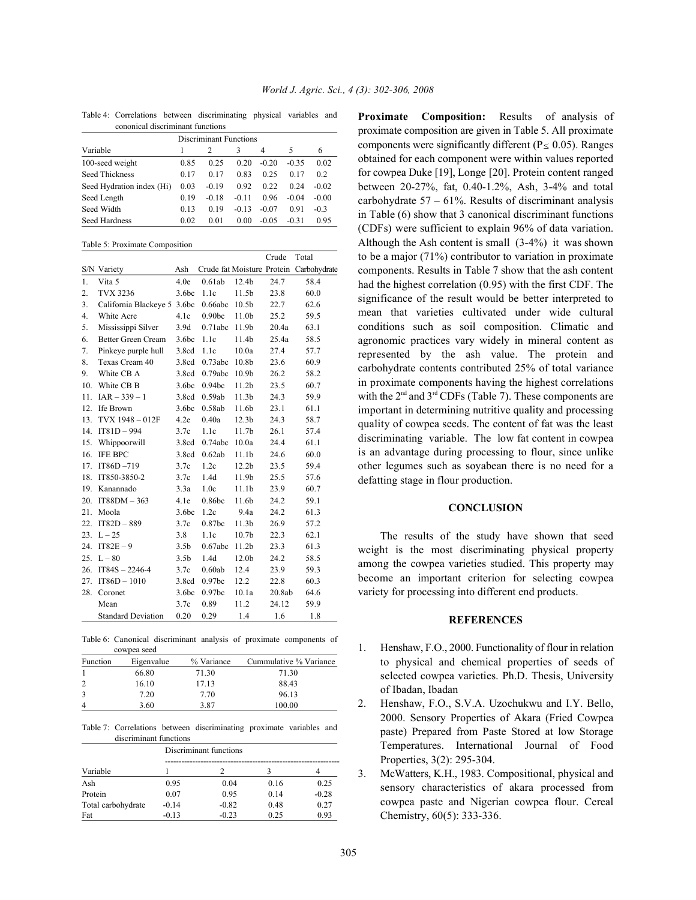Table 4: Correlations between discriminating physical variables and cononical discriminant functions

| | Discriminant Functions | | | | | |
|---|---|---|---|---|---|---|
| Variable | 1 | 2 | 3 | 4 | 5 | 6 |
| 100-seed weight | 0.85 | 0.25 | 0.20 | -0.20 | -0.35 | 0.02 |
| Seed Thickness | 0.17 | 0.17 | 0.83 | 0.25 | 0.17 | 0.2 |
| Seed Hydration index (Hi) | 0.03 | -0.19 | 0.92 | 0.22 | 0.24 | -0.02 |
| Seed Length | 0.19 | -0.18 | -0.11 | 0.96 | -0.04 | -0.00 |
| Seed Width | 0.13 | 0.19 | -0.13 | -0.07 | 0.91 | -0.3 |
| Seed Hardness | 0.02 | 0.01 | 0.00 | -0.05 | -0.31 | 0.95 |

Table 5: Proximate Composition

| S/N | Variety | Ash | Crude fat | Moisture | Crude Protein | Total Carbohydrate |
|---|---|---|---|---|---|---|
| 1. | Vita 5 | 4.0e | 0.61ab | 12.4b | 24.7 | 58.4 |
| 2. | TVX 3236 | 3.6bc | 1.1c | 11.5b | 23.8 | 60.0 |
| 3. | California Blackeye 5 | 3.6bc | 0.66abc | 10.5b | 22.7 | 62.6 |
| 4. | White Acre | 4.1c | 0.90bc | 11.0b | 25.2 | 59.5 |
| 5. | Mississippi Silver | 3.9d | 0.71abc | 11.9b | 20.4a | 63.1 |
| 6. | Better Green Cream | 3.6bc | 1.1c | 11.4b | 25.4a | 58.5 |
| 7. | Pinkeye purple hull | 3.8cd | 1.1c | 10.0a | 27.4 | 57.7 |
| 8. | Texas Cream 40 | 3.8cd | 0.73abc | 10.8b | 23.6 | 60.9 |
| 9. | White CB A | 3.8cd | 0.79abc | 10.9b | 26.2 | 58.2 |
| 10. | White CB B | 3.6bc | 0.94bc | 11.2b | 23.5 | 60.7 |
| 11. | IAR – 339 – 1 | 3.8cd | 0.59ab | 11.3b | 24.3 | 59.9 |
| 12. | Ife Brown | 3.6bc | 0.58ab | 11.6b | 23.1 | 61.1 |
| 13. | TVX 1948 – 012F | 4.2e | 0.40a | 12.3b | 24.3 | 58.7 |
| 14. | IT81D – 994 | 3.7c | 1.1c | 11.7b | 26.1 | 57.4 |
| 15. | Whippoorwill | 3.8cd | 0.74abc | 10.0a | 24.4 | 61.1 |
| 16. | IFE BPC | 3.8cd | 0.62ab | 11.1b | 24.6 | 60.0 |
| 17. | IT86D –719 | 3.7c | 1.2c | 12.2b | 23.5 | 59.4 |
| 18. | IT850-3850-2 | 3.7c | 1.4d | 11.9b | 25.5 | 57.6 |
| 19. | Kanannado | 3.3a | 1.0c | 11.1b | 23.9 | 60.7 |
| 20. | IT88DM – 363 | 4.1e | 0.86bc | 11.6b | 24.2 | 59.1 |
| 21. | Moola | 3.6bc | 1.2c | 9.4a | 24.2 | 61.3 |
| 22. | IT82D – 889 | 3.7c | 0.87bc | 11.3b | 26.9 | 57.2 |
| 23. | L – 25 | 3.8 | 1.1c | 10.7b | 22.3 | 62.1 |
| 24. | IT82E – 9 | 3.5b | 0.67abc | 11.2b | 23.3 | 61.3 |
| 25. | L – 80 | 3.5b | 1.4d | 12.0b | 24.2 | 58.5 |
| 26. | IT84S – 2246-4 | 3.7c | 0.60ab | 12.4 | 23.9 | 59.3 |
| 27. | IT86D – 1010 | 3.8cd | 0.97bc | 12.2 | 22.8 | 60.3 |
| 28. | Coronet | 3.6bc | 0.97bc | 10.1a | 20.8ab | 64.6 |
| | Mean | 3.7c | 0.89 | 11.2 | 24.12 | 59.9 |
| | Standard Deviation | 0.20 | 0.29 | 1.4 | 1.6 | 1.8 |

Table 6: Canonical discriminant analysis of proximate components of cowpea seed

| Function | Eigenvalue | % Variance | Cummulative % Variance |
|---|---|---|---|
| 1 | 66.80 | 71.30 | 71.30 |
| 2 | 16.10 | 17.13 | 88.43 |
| 3 | 7.20 | 7.70 | 96.13 |
| 4 | 3.60 | 3.87 | 100.00 |

Table 7: Correlations between discriminating proximate variables and discriminant functions

| | Discriminant functions | | | |
|---|---|---|---|---|
| Variable | 1 | 2 | 3 | 4 |
| Ash | 0.95 | 0.04 | 0.16 | 0.25 |
| Protein | 0.07 | 0.95 | 0.14 | -0.28 |
| Total carbohydrate | -0.14 | -0.82 | 0.48 | 0.27 |
| Fat | -0.13 | -0.23 | 0.25 | 0.93 |

**Proximate Composition:** Results of analysis of proximate composition are given in Table 5. All proximate components were significantly different ($P \leq 0.05$). Ranges obtained for each component were within values reported for cowpea Duke [19], Longe [20]. Protein content ranged between 20-27%, fat, 0.40-1.2%, Ash, 3-4% and total carbohydrate 57 – 61%. Results of discriminant analysis in Table (6) show that 3 canonical discriminant functions (CDFs) were sufficient to explain 96% of data variation. Although the Ash content is small (3-4%) it was shown to be a major (71%) contributor to variation in proximate components. Results in Table 7 show that the ash content had the highest correlation (0.95) with the first CDF. The significance of the result would be better interpreted to mean that varieties cultivated under wide cultural conditions such as soil composition. Climatic and agronomic practices vary widely in mineral content as represented by the ash value. The protein and carbohydrate contents contributed 25% of total variance in proximate components having the highest correlations with the 2nd and 3rd CDFs (Table 7). These components are important in determining nutritive quality and processing quality of cowpea seeds. The content of fat was the least discriminating variable. The low fat content in cowpea is an advantage during processing to flour, since unlike other legumes such as soyabean there is no need for a defatting stage in flour production.

## CONCLUSION

The results of the study have shown that seed weight is the most discriminating physical property among the cowpea varieties studied. This property may become an important criterion for selecting cowpea variety for processing into different end products.

## REFERENCES

1. Henshaw, F.O., 2000. Functionality of flour in relation to physical and chemical properties of seeds of selected cowpea varieties. Ph.D. Thesis, University of Ibadan, Ibadan
2. Henshaw, F.O., S.V.A. Uzochukwu and I.Y. Bello, 2000. Sensory Properties of Akara (Fried Cowpea paste) Prepared from Paste Stored at low Storage Temperatures. International Journal of Food Properties, 3(2): 295-304.
3. McWatters, K.H., 1983. Compositional, physical and sensory characteristics of akara processed from cowpea paste and Nigerian cowpea flour. Cereal Chemistry, 60(5): 333-336.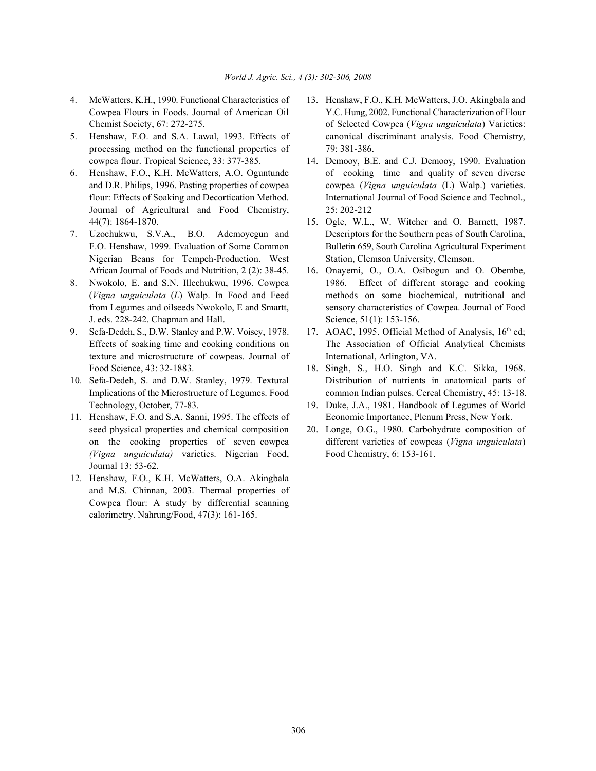4. McWatters, K.H., 1990. Functional Characteristics of Cowpea Flours in Foods. Journal of American Oil Chemist Society, 67: 272-275.
5. Henshaw, F.O. and S.A. Lawal, 1993. Effects of processing method on the functional properties of cowpea flour. Tropical Science, 33: 377-385.
6. Henshaw, F.O., K.H. McWatters, A.O. Oguntunde and D.R. Philips, 1996. Pasting properties of cowpea flour: Effects of Soaking and Decortication Method. Journal of Agricultural and Food Chemistry, 44(7): 1864-1870.
7. Uzochukwu, S.V.A., B.O. Ademoyegun and F.O. Henshaw, 1999. Evaluation of Some Common Nigerian Beans for Tempeh-Production. West African Journal of Foods and Nutrition, 2 (2): 38-45.
8. Nwokolo, E. and S.N. Illechukwu, 1996. Cowpea (*Vigna unguiculata* (*L*) Walp. In Food and Feed from Legumes and oilseeds Nwokolo, E and Smartt, J. eds. 228-242. Chapman and Hall.
9. Sefa-Dedeh, S., D.W. Stanley and P.W. Voisey, 1978. Effects of soaking time and cooking conditions on texture and microstructure of cowpeas. Journal of Food Science, 43: 32-1883.
10. Sefa-Dedeh, S. and D.W. Stanley, 1979. Textural Implications of the Microstructure of Legumes. Food Technology, October, 77-83.
11. Henshaw, F.O. and S.A. Sanni, 1995. The effects of seed physical properties and chemical composition on the cooking properties of seven cowpea *(Vigna unguiculata)* varieties. Nigerian Food, Journal 13: 53-62.
12. Henshaw, F.O., K.H. McWatters, O.A. Akingbala and M.S. Chinnan, 2003. Thermal properties of Cowpea flour: A study by differential scanning calorimetry. Nahrung/Food, 47(3): 161-165.
13. Henshaw, F.O., K.H. McWatters, J.O. Akingbala and Y.C. Hung, 2002. Functional Characterization of Flour of Selected Cowpea (*Vigna unguiculata*) Varieties: canonical discriminant analysis. Food Chemistry, 79: 381-386.
14. Demooy, B.E. and C.J. Demooy, 1990. Evaluation of cooking time and quality of seven diverse cowpea (*Vigna unguiculata* (L) Walp.) varieties. International Journal of Food Science and Technol., 25: 202-212
15. Ogle, W.L., W. Witcher and O. Barnett, 1987. Descriptors for the Southern peas of South Carolina, Bulletin 659, South Carolina Agricultural Experiment Station, Clemson University, Clemson.
16. Onayemi, O., O.A. Osibogun and O. Obembe, 1986. Effect of different storage and cooking methods on some biochemical, nutritional and sensory characteristics of Cowpea. Journal of Food Science, 51(1): 153-156.
17. AOAC, 1995. Official Method of Analysis, 16th ed; The Association of Official Analytical Chemists International, Arlington, VA.
18. Singh, S., H.O. Singh and K.C. Sikka, 1968. Distribution of nutrients in anatomical parts of common Indian pulses. Cereal Chemistry, 45: 13-18.
19. Duke, J.A., 1981. Handbook of Legumes of World Economic Importance, Plenum Press, New York.
20. Longe, O.G., 1980. Carbohydrate composition of different varieties of cowpeas (*Vigna unguiculata*) Food Chemistry, 6: 153-161.